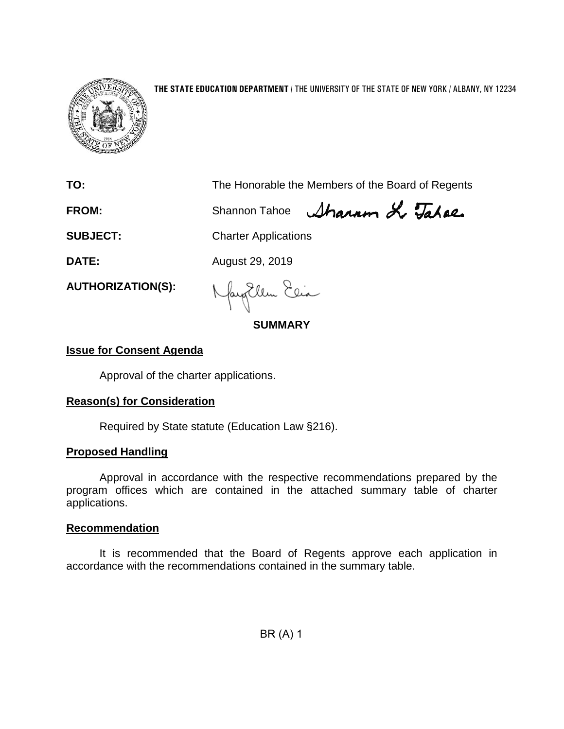**THE STATE EDUCATION DEPARTMENT** / THE UNIVERSITY OF THE STATE OF NEW YORK / ALBANY, NY 12234

| | |
|---|---|
| **TO:** | The Honorable the Members of the Board of Regents |
| **FROM:** | Shannon Tahoe |
| **SUBJECT:** | Charter Applications |
| **DATE:** | August 29, 2019 |
| **AUTHORIZATION(S):** | |

## SUMMARY

### Issue for Consent Agenda

Approval of the charter applications.

### Reason(s) for Consideration

Required by State statute (Education Law §216).

### Proposed Handling

Approval in accordance with the respective recommendations prepared by the program offices which are contained in the attached summary table of charter applications.

### Recommendation

It is recommended that the Board of Regents approve each application in accordance with the recommendations contained in the summary table.

BR (A) 1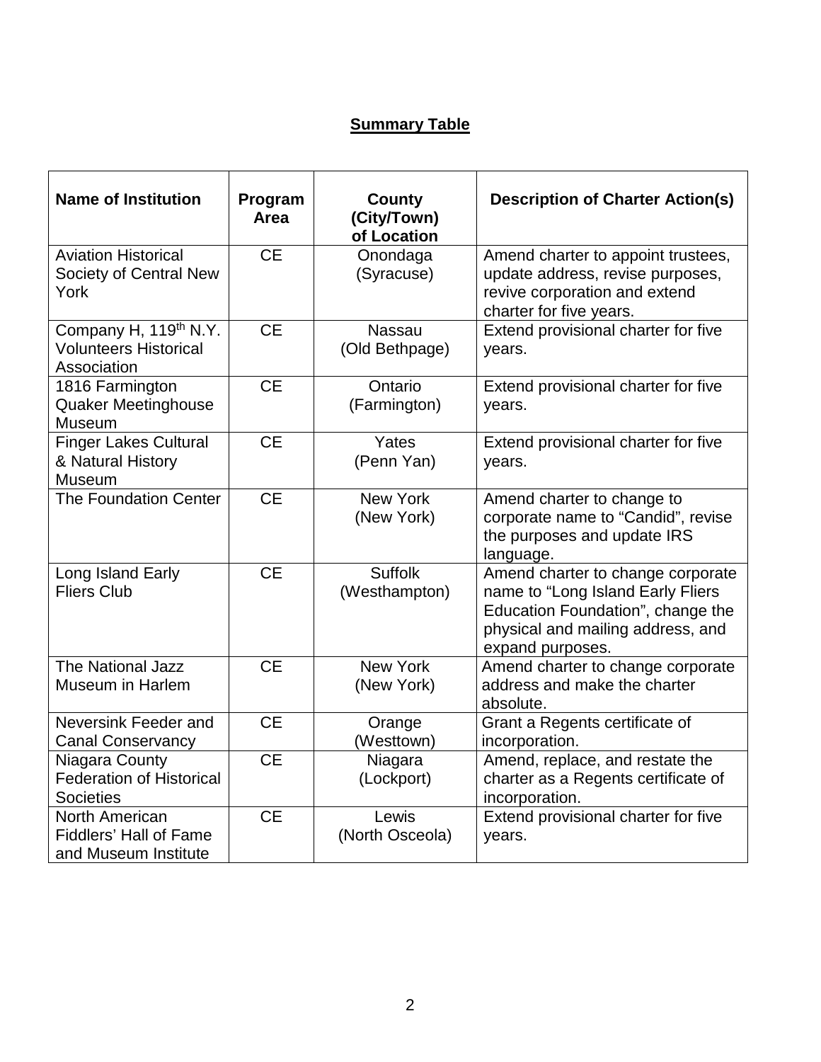## Summary Table

| Name of Institution | Program Area | County (City/Town) of Location | Description of Charter Action(s) |
|---|---|---|---|
| Aviation Historical Society of Central New York | CE | Onondaga (Syracuse) | Amend charter to appoint trustees, update address, revise purposes, revive corporation and extend charter for five years. |
| Company H, 119th N.Y. Volunteers Historical Association | CE | Nassau (Old Bethpage) | Extend provisional charter for five years. |
| 1816 Farmington Quaker Meetinghouse Museum | CE | Ontario (Farmington) | Extend provisional charter for five years. |
| Finger Lakes Cultural & Natural History Museum | CE | Yates (Penn Yan) | Extend provisional charter for five years. |
| The Foundation Center | CE | New York (New York) | Amend charter to change to corporate name to "Candid", revise the purposes and update IRS language. |
| Long Island Early Fliers Club | CE | Suffolk (Westhampton) | Amend charter to change corporate name to "Long Island Early Fliers Education Foundation", change the physical and mailing address, and expand purposes. |
| The National Jazz Museum in Harlem | CE | New York (New York) | Amend charter to change corporate address and make the charter absolute. |
| Neversink Feeder and Canal Conservancy | CE | Orange (Westtown) | Grant a Regents certificate of incorporation. |
| Niagara County Federation of Historical Societies | CE | Niagara (Lockport) | Amend, replace, and restate the charter as a Regents certificate of incorporation. |
| North American Fiddlers' Hall of Fame and Museum Institute | CE | Lewis (North Osceola) | Extend provisional charter for five years. |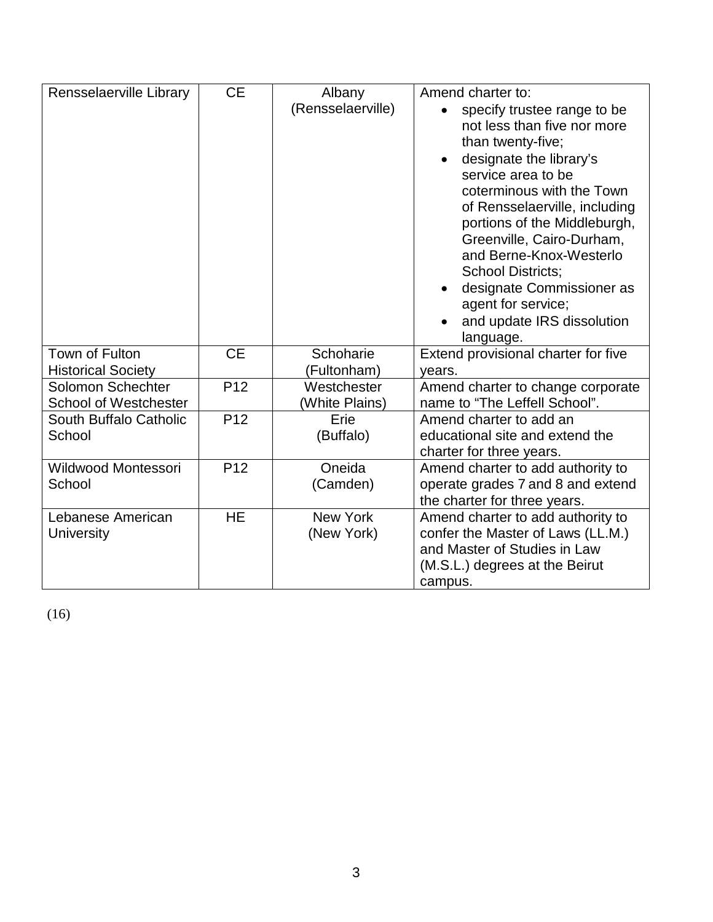| | | | |
|---|---|---|---|
| Rensselaerville Library | CE | Albany (Rensselaerville) | Amend charter to: <br>• specify trustee range to be not less than five nor more than twenty-five; <br>• designate the library's service area to be coterminous with the Town of Rensselaerville, including portions of the Middleburgh, Greenville, Cairo-Durham, and Berne-Knox-Westerlo School Districts; <br>• designate Commissioner as agent for service; <br>• and update IRS dissolution language. |
| Town of Fulton Historical Society | CE | Schoharie (Fultonham) | Extend provisional charter for five years. |
| Solomon Schechter School of Westchester | P12 | Westchester (White Plains) | Amend charter to change corporate name to "The Leffell School". |
| South Buffalo Catholic School | P12 | Erie (Buffalo) | Amend charter to add an educational site and extend the charter for three years. |
| Wildwood Montessori School | P12 | Oneida (Camden) | Amend charter to add authority to operate grades 7 and 8 and extend the charter for three years. |
| Lebanese American University | HE | New York (New York) | Amend charter to add authority to confer the Master of Laws (LL.M.) and Master of Studies in Law (M.S.L.) degrees at the Beirut campus. |

(16)